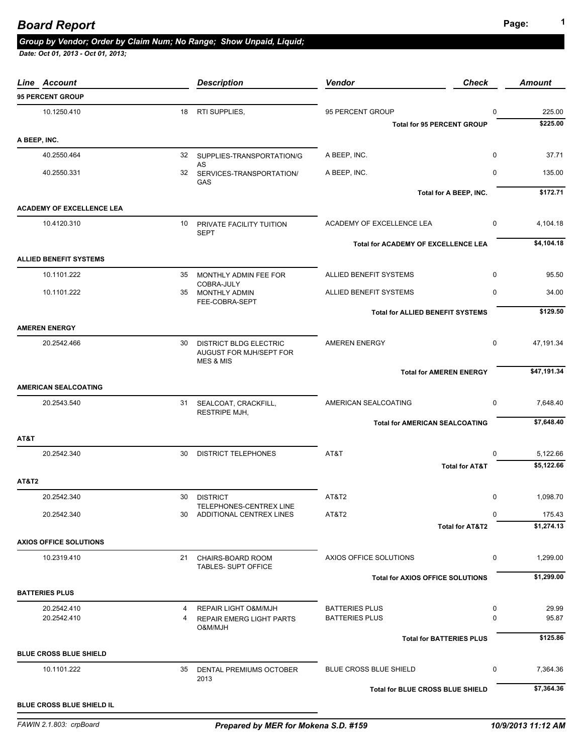# Board Report

***Group by Vendor; Order by Claim Num; No Range; Show Unpaid, Liquid;***

***Date: Oct 01, 2013 - Oct 01, 2013;***

| Line | Account | | Description | Vendor | Check | Amount |
|---|---|---|---|---|---|---|
| **95 PERCENT GROUP** | | | | | | |
| | 10.1250.410 | 18 | RTI SUPPLIES, | 95 PERCENT GROUP | 0 | 225.00 |
| | | | | **Total for 95 PERCENT GROUP** | | **$225.00** |
| **A BEEP, INC.** | | | | | | |
| | 40.2550.464 | 32 | SUPPLIES-TRANSPORTATION/GAS | A BEEP, INC. | 0 | 37.71 |
| | 40.2550.331 | 32 | SERVICES-TRANSPORTATION/GAS | A BEEP, INC. | 0 | 135.00 |
| | | | | **Total for A BEEP, INC.** | | **$172.71** |
| **ACADEMY OF EXCELLENCE LEA** | | | | | | |
| | 10.4120.310 | 10 | PRIVATE FACILITY TUITION SEPT | ACADEMY OF EXCELLENCE LEA | 0 | 4,104.18 |
| | | | | **Total for ACADEMY OF EXCELLENCE LEA** | | **$4,104.18** |
| **ALLIED BENEFIT SYSTEMS** | | | | | | |
| | 10.1101.222 | 35 | MONTHLY ADMIN FEE FOR COBRA-JULY | ALLIED BENEFIT SYSTEMS | 0 | 95.50 |
| | 10.1101.222 | 35 | MONTHLY ADMIN FEE-COBRA-SEPT | ALLIED BENEFIT SYSTEMS | 0 | 34.00 |
| | | | | **Total for ALLIED BENEFIT SYSTEMS** | | **$129.50** |
| **AMEREN ENERGY** | | | | | | |
| | 20.2542.466 | 30 | DISTRICT BLDG ELECTRIC AUGUST FOR MJH/SEPT FOR MES & MIS | AMEREN ENERGY | 0 | 47,191.34 |
| | | | | **Total for AMEREN ENERGY** | | **$47,191.34** |
| **AMERICAN SEALCOATING** | | | | | | |
| | 20.2543.540 | 31 | SEALCOAT, CRACKFILL, RESTRIPE MJH, | AMERICAN SEALCOATING | 0 | 7,648.40 |
| | | | | **Total for AMERICAN SEALCOATING** | | **$7,648.40** |
| **AT&T** | | | | | | |
| | 20.2542.340 | 30 | DISTRICT TELEPHONES | AT&T | 0 | 5,122.66 |
| | | | | **Total for AT&T** | | **$5,122.66** |
| **AT&T2** | | | | | | |
| | 20.2542.340 | 30 | DISTRICT TELEPHONES-CENTREX LINE | AT&T2 | 0 | 1,098.70 |
| | 20.2542.340 | 30 | ADDITIONAL CENTREX LINES | AT&T2 | 0 | 175.43 |
| | | | | **Total for AT&T2** | | **$1,274.13** |
| **AXIOS OFFICE SOLUTIONS** | | | | | | |
| | 10.2319.410 | 21 | CHAIRS-BOARD ROOM TABLES- SUPT OFFICE | AXIOS OFFICE SOLUTIONS | 0 | 1,299.00 |
| | | | | **Total for AXIOS OFFICE SOLUTIONS** | | **$1,299.00** |
| **BATTERIES PLUS** | | | | | | |
| | 20.2542.410 | 4 | REPAIR LIGHT O&M/MJH | BATTERIES PLUS | 0 | 29.99 |
| | 20.2542.410 | 4 | REPAIR EMERG LIGHT PARTS O&M/MJH | BATTERIES PLUS | 0 | 95.87 |
| | | | | **Total for BATTERIES PLUS** | | **$125.86** |
| **BLUE CROSS BLUE SHIELD** | | | | | | |
| | 10.1101.222 | 35 | DENTAL PREMIUMS OCTOBER 2013 | BLUE CROSS BLUE SHIELD | 0 | 7,364.36 |
| | | | | **Total for BLUE CROSS BLUE SHIELD** | | **$7,364.36** |
| **BLUE CROSS BLUE SHIELD IL** | | | | | | |

FAWIN 2.1.803: crpBoard — ***Prepared by MER for Mokena S.D. #159*** — ***10/9/2013 11:12 AM***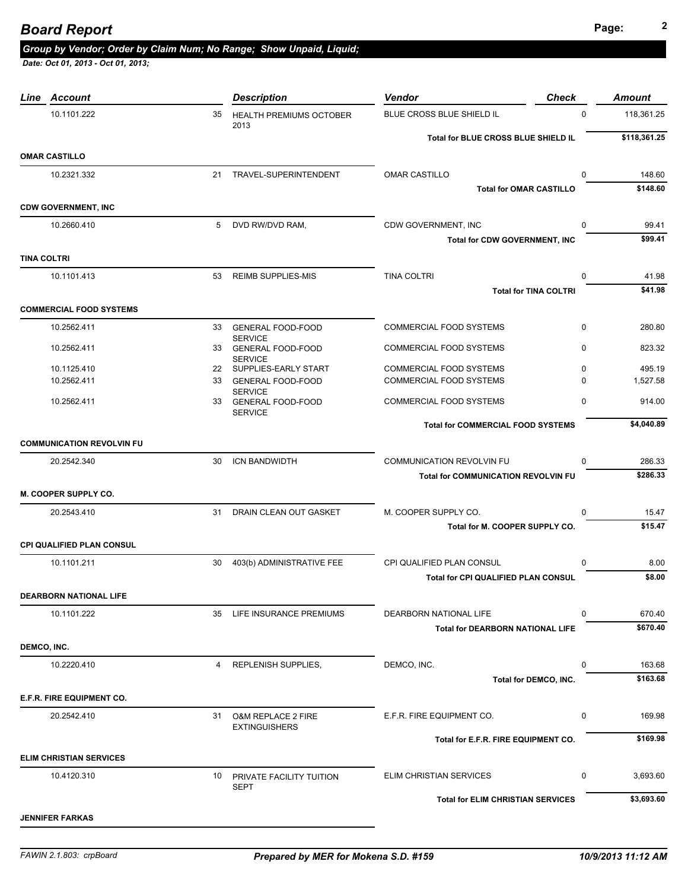# Board Report

*Group by Vendor; Order by Claim Num; No Range; Show Unpaid, Liquid;*

*Date: Oct 01, 2013 - Oct 01, 2013;*

| Line | Account | | Description | Vendor | Check | Amount |
|---|---|---|---|---|---|---|
| | 10.1101.222 | 35 | HEALTH PREMIUMS OCTOBER 2013 | BLUE CROSS BLUE SHIELD IL | 0 | 118,361.25 |
| | | | | **Total for BLUE CROSS BLUE SHIELD IL** | | **$118,361.25** |
| **OMAR CASTILLO** | | | | | | |
| | 10.2321.332 | 21 | TRAVEL-SUPERINTENDENT | OMAR CASTILLO | 0 | 148.60 |
| | | | | **Total for OMAR CASTILLO** | | **$148.60** |
| **CDW GOVERNMENT, INC** | | | | | | |
| | 10.2660.410 | 5 | DVD RW/DVD RAM, | CDW GOVERNMENT, INC | 0 | 99.41 |
| | | | | **Total for CDW GOVERNMENT, INC** | | **$99.41** |
| **TINA COLTRI** | | | | | | |
| | 10.1101.413 | 53 | REIMB SUPPLIES-MIS | TINA COLTRI | 0 | 41.98 |
| | | | | **Total for TINA COLTRI** | | **$41.98** |
| **COMMERCIAL FOOD SYSTEMS** | | | | | | |
| | 10.2562.411 | 33 | GENERAL FOOD-FOOD SERVICE | COMMERCIAL FOOD SYSTEMS | 0 | 280.80 |
| | 10.2562.411 | 33 | GENERAL FOOD-FOOD SERVICE | COMMERCIAL FOOD SYSTEMS | 0 | 823.32 |
| | 10.1125.410 | 22 | SUPPLIES-EARLY START | COMMERCIAL FOOD SYSTEMS | 0 | 495.19 |
| | 10.2562.411 | 33 | GENERAL FOOD-FOOD SERVICE | COMMERCIAL FOOD SYSTEMS | 0 | 1,527.58 |
| | 10.2562.411 | 33 | GENERAL FOOD-FOOD SERVICE | COMMERCIAL FOOD SYSTEMS | 0 | 914.00 |
| | | | | **Total for COMMERCIAL FOOD SYSTEMS** | | **$4,040.89** |
| **COMMUNICATION REVOLVIN FU** | | | | | | |
| | 20.2542.340 | 30 | ICN BANDWIDTH | COMMUNICATION REVOLVIN FU | 0 | 286.33 |
| | | | | **Total for COMMUNICATION REVOLVIN FU** | | **$286.33** |
| **M. COOPER SUPPLY CO.** | | | | | | |
| | 20.2543.410 | 31 | DRAIN CLEAN OUT GASKET | M. COOPER SUPPLY CO. | 0 | 15.47 |
| | | | | **Total for M. COOPER SUPPLY CO.** | | **$15.47** |
| **CPI QUALIFIED PLAN CONSUL** | | | | | | |
| | 10.1101.211 | 30 | 403(b) ADMINISTRATIVE FEE | CPI QUALIFIED PLAN CONSUL | 0 | 8.00 |
| | | | | **Total for CPI QUALIFIED PLAN CONSUL** | | **$8.00** |
| **DEARBORN NATIONAL LIFE** | | | | | | |
| | 10.1101.222 | 35 | LIFE INSURANCE PREMIUMS | DEARBORN NATIONAL LIFE | 0 | 670.40 |
| | | | | **Total for DEARBORN NATIONAL LIFE** | | **$670.40** |
| **DEMCO, INC.** | | | | | | |
| | 10.2220.410 | 4 | REPLENISH SUPPLIES, | DEMCO, INC. | 0 | 163.68 |
| | | | | **Total for DEMCO, INC.** | | **$163.68** |
| **E.F.R. FIRE EQUIPMENT CO.** | | | | | | |
| | 20.2542.410 | 31 | O&M REPLACE 2 FIRE EXTINGUISHERS | E.F.R. FIRE EQUIPMENT CO. | 0 | 169.98 |
| | | | | **Total for E.F.R. FIRE EQUIPMENT CO.** | | **$169.98** |
| **ELIM CHRISTIAN SERVICES** | | | | | | |
| | 10.4120.310 | 10 | PRIVATE FACILITY TUITION SEPT | ELIM CHRISTIAN SERVICES | 0 | 3,693.60 |
| | | | | **Total for ELIM CHRISTIAN SERVICES** | | **$3,693.60** |
| **JENNIFER FARKAS** | | | | | | |

FAWIN 2.1.803: crpBoard | *Prepared by MER for Mokena S.D. #159* | *10/9/2013 11:12 AM*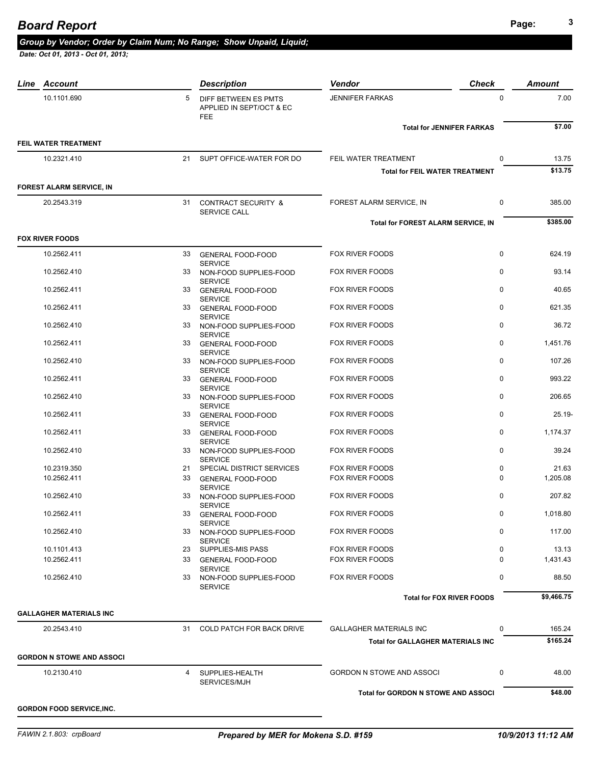## Board Report

***Group by Vendor; Order by Claim Num; No Range; Show Unpaid, Liquid;***

*Date: Oct 01, 2013 - Oct 01, 2013;*

| Line | Account | | Description | Vendor | Check | Amount |
|---|---|---|---|---|---|---|
| | 10.1101.690 | 5 | DIFF BETWEEN ES PMTS APPLIED IN SEPT/OCT & EC FEE | JENNIFER FARKAS | 0 | 7.00 |
| | | | | **Total for JENNIFER FARKAS** | | **$7.00** |
| **FEIL WATER TREATMENT** | | | | | | |
| | 10.2321.410 | 21 | SUPT OFFICE-WATER FOR DO | FEIL WATER TREATMENT | 0 | 13.75 |
| | | | | **Total for FEIL WATER TREATMENT** | | **$13.75** |
| **FOREST ALARM SERVICE, IN** | | | | | | |
| | 20.2543.319 | 31 | CONTRACT SECURITY & SERVICE CALL | FOREST ALARM SERVICE, IN | 0 | 385.00 |
| | | | | **Total for FOREST ALARM SERVICE, IN** | | **$385.00** |
| **FOX RIVER FOODS** | | | | | | |
| | 10.2562.411 | 33 | GENERAL FOOD-FOOD SERVICE | FOX RIVER FOODS | 0 | 624.19 |
| | 10.2562.410 | 33 | NON-FOOD SUPPLIES-FOOD SERVICE | FOX RIVER FOODS | 0 | 93.14 |
| | 10.2562.411 | 33 | GENERAL FOOD-FOOD SERVICE | FOX RIVER FOODS | 0 | 40.65 |
| | 10.2562.411 | 33 | GENERAL FOOD-FOOD SERVICE | FOX RIVER FOODS | 0 | 621.35 |
| | 10.2562.410 | 33 | NON-FOOD SUPPLIES-FOOD SERVICE | FOX RIVER FOODS | 0 | 36.72 |
| | 10.2562.411 | 33 | GENERAL FOOD-FOOD SERVICE | FOX RIVER FOODS | 0 | 1,451.76 |
| | 10.2562.410 | 33 | NON-FOOD SUPPLIES-FOOD SERVICE | FOX RIVER FOODS | 0 | 107.26 |
| | 10.2562.411 | 33 | GENERAL FOOD-FOOD SERVICE | FOX RIVER FOODS | 0 | 993.22 |
| | 10.2562.410 | 33 | NON-FOOD SUPPLIES-FOOD SERVICE | FOX RIVER FOODS | 0 | 206.65 |
| | 10.2562.411 | 33 | GENERAL FOOD-FOOD SERVICE | FOX RIVER FOODS | 0 | 25.19- |
| | 10.2562.411 | 33 | GENERAL FOOD-FOOD SERVICE | FOX RIVER FOODS | 0 | 1,174.37 |
| | 10.2562.410 | 33 | NON-FOOD SUPPLIES-FOOD SERVICE | FOX RIVER FOODS | 0 | 39.24 |
| | 10.2319.350 | 21 | SPECIAL DISTRICT SERVICES | FOX RIVER FOODS | 0 | 21.63 |
| | 10.2562.411 | 33 | GENERAL FOOD-FOOD SERVICE | FOX RIVER FOODS | 0 | 1,205.08 |
| | 10.2562.410 | 33 | NON-FOOD SUPPLIES-FOOD SERVICE | FOX RIVER FOODS | 0 | 207.82 |
| | 10.2562.411 | 33 | GENERAL FOOD-FOOD SERVICE | FOX RIVER FOODS | 0 | 1,018.80 |
| | 10.2562.410 | 33 | NON-FOOD SUPPLIES-FOOD SERVICE | FOX RIVER FOODS | 0 | 117.00 |
| | 10.1101.413 | 23 | SUPPLIES-MIS PASS | FOX RIVER FOODS | 0 | 13.13 |
| | 10.2562.411 | 33 | GENERAL FOOD-FOOD SERVICE | FOX RIVER FOODS | 0 | 1,431.43 |
| | 10.2562.410 | 33 | NON-FOOD SUPPLIES-FOOD SERVICE | FOX RIVER FOODS | 0 | 88.50 |
| | | | | **Total for FOX RIVER FOODS** | | **$9,466.75** |
| **GALLAGHER MATERIALS INC** | | | | | | |
| | 20.2543.410 | 31 | COLD PATCH FOR BACK DRIVE | GALLAGHER MATERIALS INC | 0 | 165.24 |
| | | | | **Total for GALLAGHER MATERIALS INC** | | **$165.24** |
| **GORDON N STOWE AND ASSOCI** | | | | | | |
| | 10.2130.410 | 4 | SUPPLIES-HEALTH SERVICES/MJH | GORDON N STOWE AND ASSOCI | 0 | 48.00 |
| | | | | **Total for GORDON N STOWE AND ASSOCI** | | **$48.00** |
| **GORDON FOOD SERVICE,INC.** | | | | | | |

*FAWIN 2.1.803: crpBoard* — ***Prepared by MER for Mokena S.D. #159*** — ***10/9/2013 11:12 AM***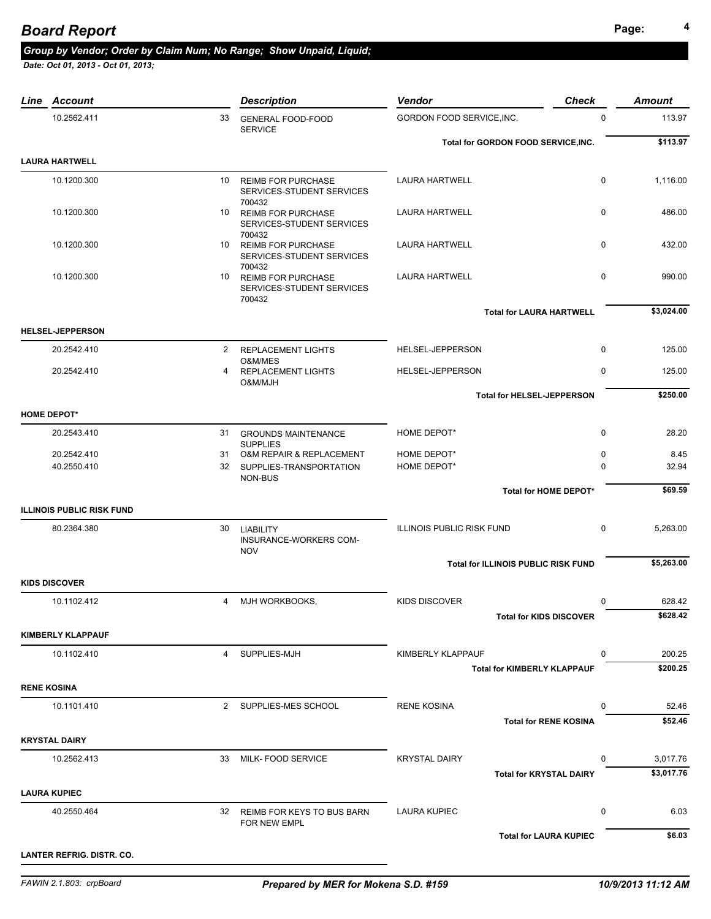# Board Report

## Group by Vendor; Order by Claim Num; No Range; Show Unpaid, Liquid;

*Date: Oct 01, 2013 - Oct 01, 2013;*

| Line | Account | | Description | Vendor | Check | Amount |
|---|---|---|---|---|---|---|
| | 10.2562.411 | 33 | GENERAL FOOD-FOOD SERVICE | GORDON FOOD SERVICE,INC. | 0 | 113.97 |
| | | | | **Total for GORDON FOOD SERVICE,INC.** | | **$113.97** |
| **LAURA HARTWELL** | | | | | | |
| | 10.1200.300 | 10 | REIMB FOR PURCHASE SERVICES-STUDENT SERVICES 700432 | LAURA HARTWELL | 0 | 1,116.00 |
| | 10.1200.300 | 10 | REIMB FOR PURCHASE SERVICES-STUDENT SERVICES 700432 | LAURA HARTWELL | 0 | 486.00 |
| | 10.1200.300 | 10 | REIMB FOR PURCHASE SERVICES-STUDENT SERVICES 700432 | LAURA HARTWELL | 0 | 432.00 |
| | 10.1200.300 | 10 | REIMB FOR PURCHASE SERVICES-STUDENT SERVICES 700432 | LAURA HARTWELL | 0 | 990.00 |
| | | | | **Total for LAURA HARTWELL** | | **$3,024.00** |
| **HELSEL-JEPPERSON** | | | | | | |
| | 20.2542.410 | 2 | REPLACEMENT LIGHTS O&M/MES | HELSEL-JEPPERSON | 0 | 125.00 |
| | 20.2542.410 | 4 | REPLACEMENT LIGHTS O&M/MJH | HELSEL-JEPPERSON | 0 | 125.00 |
| | | | | **Total for HELSEL-JEPPERSON** | | **$250.00** |
| **HOME DEPOT*** | | | | | | |
| | 20.2543.410 | 31 | GROUNDS MAINTENANCE SUPPLIES | HOME DEPOT* | 0 | 28.20 |
| | 20.2542.410 | 31 | O&M REPAIR & REPLACEMENT | HOME DEPOT* | 0 | 8.45 |
| | 40.2550.410 | 32 | SUPPLIES-TRANSPORTATION NON-BUS | HOME DEPOT* | 0 | 32.94 |
| | | | | **Total for HOME DEPOT*** | | **$69.59** |
| **ILLINOIS PUBLIC RISK FUND** | | | | | | |
| | 80.2364.380 | 30 | LIABILITY INSURANCE-WORKERS COM-NOV | ILLINOIS PUBLIC RISK FUND | 0 | 5,263.00 |
| | | | | **Total for ILLINOIS PUBLIC RISK FUND** | | **$5,263.00** |
| **KIDS DISCOVER** | | | | | | |
| | 10.1102.412 | 4 | MJH WORKBOOKS, | KIDS DISCOVER | 0 | 628.42 |
| | | | | **Total for KIDS DISCOVER** | | **$628.42** |
| **KIMBERLY KLAPPAUF** | | | | | | |
| | 10.1102.410 | 4 | SUPPLIES-MJH | KIMBERLY KLAPPAUF | 0 | 200.25 |
| | | | | **Total for KIMBERLY KLAPPAUF** | | **$200.25** |
| **RENE KOSINA** | | | | | | |
| | 10.1101.410 | 2 | SUPPLIES-MES SCHOOL | RENE KOSINA | 0 | 52.46 |
| | | | | **Total for RENE KOSINA** | | **$52.46** |
| **KRYSTAL DAIRY** | | | | | | |
| | 10.2562.413 | 33 | MILK- FOOD SERVICE | KRYSTAL DAIRY | 0 | 3,017.76 |
| | | | | **Total for KRYSTAL DAIRY** | | **$3,017.76** |
| **LAURA KUPIEC** | | | | | | |
| | 40.2550.464 | 32 | REIMB FOR KEYS TO BUS BARN FOR NEW EMPL | LAURA KUPIEC | 0 | 6.03 |
| | | | | **Total for LAURA KUPIEC** | | **$6.03** |
| **LANTER REFRIG. DISTR. CO.** | | | | | | |

FAWIN 2.1.803: crpBoard | *Prepared by MER for Mokena S.D. #159* | *10/9/2013 11:12 AM*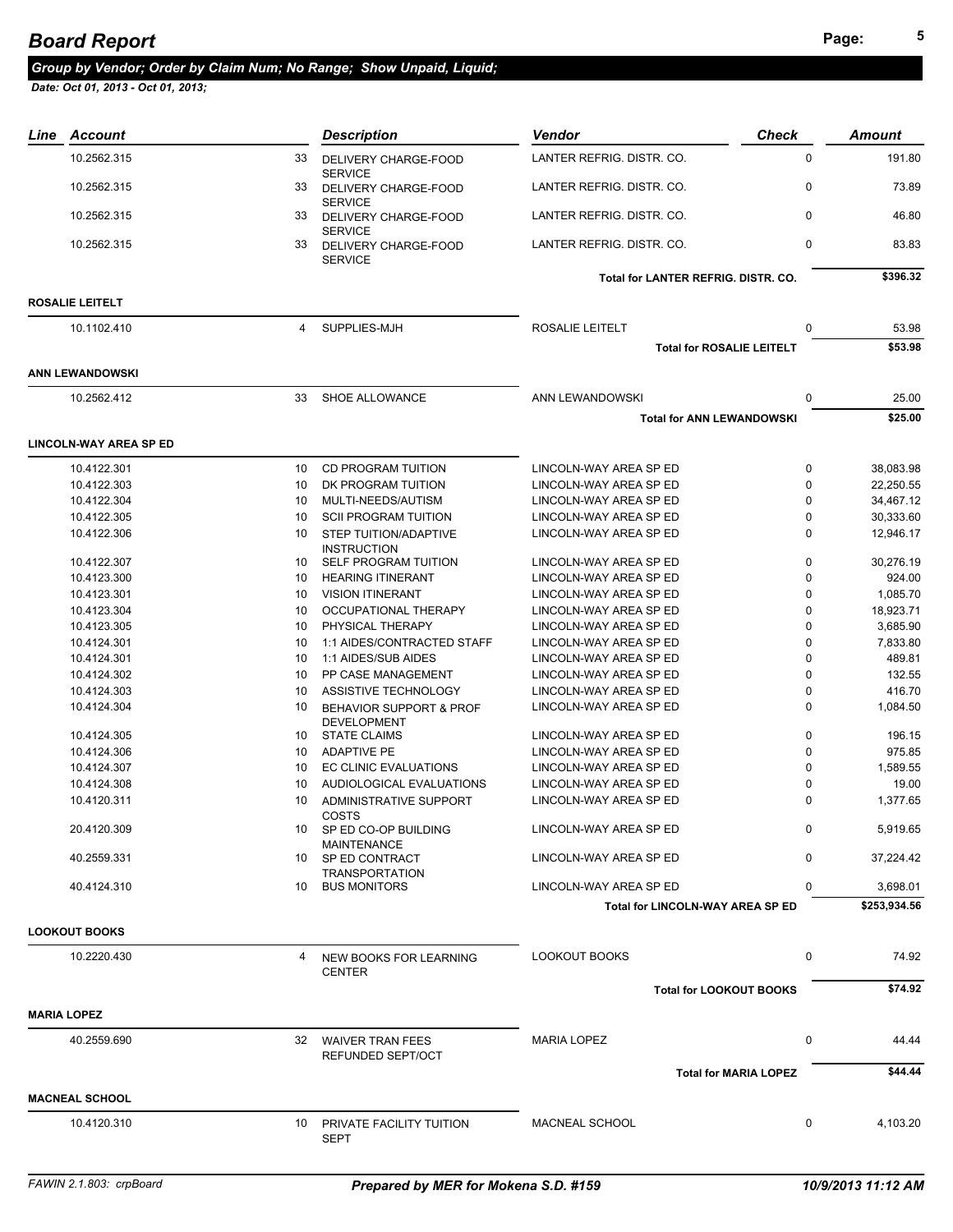# Board Report

***Group by Vendor; Order by Claim Num; No Range; Show Unpaid, Liquid;***

***Date: Oct 01, 2013 - Oct 01, 2013;***

| Line | Account | | Description | Vendor | Check | Amount |
|---|---|---|---|---|---|---|
| | 10.2562.315 | 33 | DELIVERY CHARGE-FOOD SERVICE | LANTER REFRIG. DISTR. CO. | 0 | 191.80 |
| | 10.2562.315 | 33 | DELIVERY CHARGE-FOOD SERVICE | LANTER REFRIG. DISTR. CO. | 0 | 73.89 |
| | 10.2562.315 | 33 | DELIVERY CHARGE-FOOD SERVICE | LANTER REFRIG. DISTR. CO. | 0 | 46.80 |
| | 10.2562.315 | 33 | DELIVERY CHARGE-FOOD SERVICE | LANTER REFRIG. DISTR. CO. | 0 | 83.83 |
| | | | | **Total for LANTER REFRIG. DISTR. CO.** | | **$396.32** |
| **ROSALIE LEITELT** | | | | | | |
| | 10.1102.410 | 4 | SUPPLIES-MJH | ROSALIE LEITELT | 0 | 53.98 |
| | | | | **Total for ROSALIE LEITELT** | | **$53.98** |
| **ANN LEWANDOWSKI** | | | | | | |
| | 10.2562.412 | 33 | SHOE ALLOWANCE | ANN LEWANDOWSKI | 0 | 25.00 |
| | | | | **Total for ANN LEWANDOWSKI** | | **$25.00** |
| **LINCOLN-WAY AREA SP ED** | | | | | | |
| | 10.4122.301 | 10 | CD PROGRAM TUITION | LINCOLN-WAY AREA SP ED | 0 | 38,083.98 |
| | 10.4122.303 | 10 | DK PROGRAM TUITION | LINCOLN-WAY AREA SP ED | 0 | 22,250.55 |
| | 10.4122.304 | 10 | MULTI-NEEDS/AUTISM | LINCOLN-WAY AREA SP ED | 0 | 34,467.12 |
| | 10.4122.305 | 10 | SCII PROGRAM TUITION | LINCOLN-WAY AREA SP ED | 0 | 30,333.60 |
| | 10.4122.306 | 10 | STEP TUITION/ADAPTIVE INSTRUCTION | LINCOLN-WAY AREA SP ED | 0 | 12,946.17 |
| | 10.4122.307 | 10 | SELF PROGRAM TUITION | LINCOLN-WAY AREA SP ED | 0 | 30,276.19 |
| | 10.4123.300 | 10 | HEARING ITINERANT | LINCOLN-WAY AREA SP ED | 0 | 924.00 |
| | 10.4123.301 | 10 | VISION ITINERANT | LINCOLN-WAY AREA SP ED | 0 | 1,085.70 |
| | 10.4123.304 | 10 | OCCUPATIONAL THERAPY | LINCOLN-WAY AREA SP ED | 0 | 18,923.71 |
| | 10.4123.305 | 10 | PHYSICAL THERAPY | LINCOLN-WAY AREA SP ED | 0 | 3,685.90 |
| | 10.4124.301 | 10 | 1:1 AIDES/CONTRACTED STAFF | LINCOLN-WAY AREA SP ED | 0 | 7,833.80 |
| | 10.4124.301 | 10 | 1:1 AIDES/SUB AIDES | LINCOLN-WAY AREA SP ED | 0 | 489.81 |
| | 10.4124.302 | 10 | PP CASE MANAGEMENT | LINCOLN-WAY AREA SP ED | 0 | 132.55 |
| | 10.4124.303 | 10 | ASSISTIVE TECHNOLOGY | LINCOLN-WAY AREA SP ED | 0 | 416.70 |
| | 10.4124.304 | 10 | BEHAVIOR SUPPORT & PROF DEVELOPMENT | LINCOLN-WAY AREA SP ED | 0 | 1,084.50 |
| | 10.4124.305 | 10 | STATE CLAIMS | LINCOLN-WAY AREA SP ED | 0 | 196.15 |
| | 10.4124.306 | 10 | ADAPTIVE PE | LINCOLN-WAY AREA SP ED | 0 | 975.85 |
| | 10.4124.307 | 10 | EC CLINIC EVALUATIONS | LINCOLN-WAY AREA SP ED | 0 | 1,589.55 |
| | 10.4124.308 | 10 | AUDIOLOGICAL EVALUATIONS | LINCOLN-WAY AREA SP ED | 0 | 19.00 |
| | 10.4120.311 | 10 | ADMINISTRATIVE SUPPORT COSTS | LINCOLN-WAY AREA SP ED | 0 | 1,377.65 |
| | 20.4120.309 | 10 | SP ED CO-OP BUILDING MAINTENANCE | LINCOLN-WAY AREA SP ED | 0 | 5,919.65 |
| | 40.2559.331 | 10 | SP ED CONTRACT TRANSPORTATION | LINCOLN-WAY AREA SP ED | 0 | 37,224.42 |
| | 40.4124.310 | 10 | BUS MONITORS | LINCOLN-WAY AREA SP ED | 0 | 3,698.01 |
| | | | | **Total for LINCOLN-WAY AREA SP ED** | | **$253,934.56** |
| **LOOKOUT BOOKS** | | | | | | |
| | 10.2220.430 | 4 | NEW BOOKS FOR LEARNING CENTER | LOOKOUT BOOKS | 0 | 74.92 |
| | | | | **Total for LOOKOUT BOOKS** | | **$74.92** |
| **MARIA LOPEZ** | | | | | | |
| | 40.2559.690 | 32 | WAIVER TRAN FEES REFUNDED SEPT/OCT | MARIA LOPEZ | 0 | 44.44 |
| | | | | **Total for MARIA LOPEZ** | | **$44.44** |
| **MACNEAL SCHOOL** | | | | | | |
| | 10.4120.310 | 10 | PRIVATE FACILITY TUITION SEPT | MACNEAL SCHOOL | 0 | 4,103.20 |

FAWIN 2.1.803: crpBoard — *Prepared by MER for Mokena S.D. #159* — *10/9/2013 11:12 AM*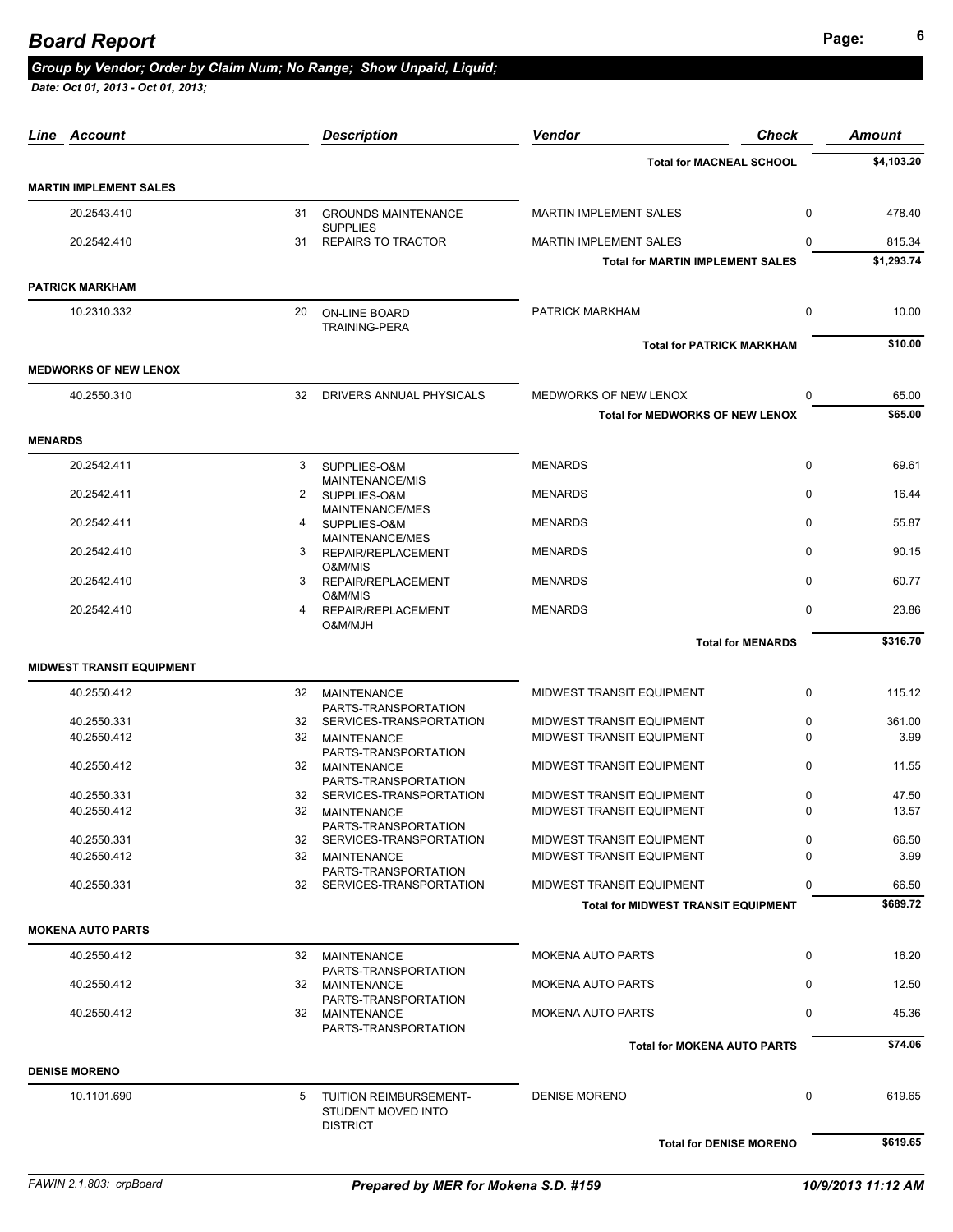# Board Report

*Group by Vendor; Order by Claim Num; No Range; Show Unpaid, Liquid;*

*Date: Oct 01, 2013 - Oct 01, 2013;*

| Line | Account | | Description | Vendor | Check | Amount |
|---|---|---|---|---|---|---|
| | | | | **Total for MACNEAL SCHOOL** | | **$4,103.20** |
| **MARTIN IMPLEMENT SALES** | | | | | | |
| | 20.2543.410 | 31 | GROUNDS MAINTENANCE SUPPLIES | MARTIN IMPLEMENT SALES | 0 | 478.40 |
| | 20.2542.410 | 31 | REPAIRS TO TRACTOR | MARTIN IMPLEMENT SALES | 0 | 815.34 |
| | | | | **Total for MARTIN IMPLEMENT SALES** | | **$1,293.74** |
| **PATRICK MARKHAM** | | | | | | |
| | 10.2310.332 | 20 | ON-LINE BOARD TRAINING-PERA | PATRICK MARKHAM | 0 | 10.00 |
| | | | | **Total for PATRICK MARKHAM** | | **$10.00** |
| **MEDWORKS OF NEW LENOX** | | | | | | |
| | 40.2550.310 | 32 | DRIVERS ANNUAL PHYSICALS | MEDWORKS OF NEW LENOX | 0 | 65.00 |
| | | | | **Total for MEDWORKS OF NEW LENOX** | | **$65.00** |
| **MENARDS** | | | | | | |
| | 20.2542.411 | 3 | SUPPLIES-O&M MAINTENANCE/MIS | MENARDS | 0 | 69.61 |
| | 20.2542.411 | 2 | SUPPLIES-O&M MAINTENANCE/MES | MENARDS | 0 | 16.44 |
| | 20.2542.411 | 4 | SUPPLIES-O&M MAINTENANCE/MES | MENARDS | 0 | 55.87 |
| | 20.2542.410 | 3 | REPAIR/REPLACEMENT O&M/MIS | MENARDS | 0 | 90.15 |
| | 20.2542.410 | 3 | REPAIR/REPLACEMENT O&M/MIS | MENARDS | 0 | 60.77 |
| | 20.2542.410 | 4 | REPAIR/REPLACEMENT O&M/MJH | MENARDS | 0 | 23.86 |
| | | | | **Total for MENARDS** | | **$316.70** |
| **MIDWEST TRANSIT EQUIPMENT** | | | | | | |
| | 40.2550.412 | 32 | MAINTENANCE PARTS-TRANSPORTATION | MIDWEST TRANSIT EQUIPMENT | 0 | 115.12 |
| | 40.2550.331 | 32 | SERVICES-TRANSPORTATION | MIDWEST TRANSIT EQUIPMENT | 0 | 361.00 |
| | 40.2550.412 | 32 | MAINTENANCE PARTS-TRANSPORTATION | MIDWEST TRANSIT EQUIPMENT | 0 | 3.99 |
| | 40.2550.412 | 32 | MAINTENANCE PARTS-TRANSPORTATION | MIDWEST TRANSIT EQUIPMENT | 0 | 11.55 |
| | 40.2550.331 | 32 | SERVICES-TRANSPORTATION | MIDWEST TRANSIT EQUIPMENT | 0 | 47.50 |
| | 40.2550.412 | 32 | MAINTENANCE PARTS-TRANSPORTATION | MIDWEST TRANSIT EQUIPMENT | 0 | 13.57 |
| | 40.2550.331 | 32 | SERVICES-TRANSPORTATION | MIDWEST TRANSIT EQUIPMENT | 0 | 66.50 |
| | 40.2550.412 | 32 | MAINTENANCE PARTS-TRANSPORTATION | MIDWEST TRANSIT EQUIPMENT | 0 | 3.99 |
| | 40.2550.331 | 32 | SERVICES-TRANSPORTATION | MIDWEST TRANSIT EQUIPMENT | 0 | 66.50 |
| | | | | **Total for MIDWEST TRANSIT EQUIPMENT** | | **$689.72** |
| **MOKENA AUTO PARTS** | | | | | | |
| | 40.2550.412 | 32 | MAINTENANCE PARTS-TRANSPORTATION | MOKENA AUTO PARTS | 0 | 16.20 |
| | 40.2550.412 | 32 | MAINTENANCE PARTS-TRANSPORTATION | MOKENA AUTO PARTS | 0 | 12.50 |
| | 40.2550.412 | 32 | MAINTENANCE PARTS-TRANSPORTATION | MOKENA AUTO PARTS | 0 | 45.36 |
| | | | | **Total for MOKENA AUTO PARTS** | | **$74.06** |
| **DENISE MORENO** | | | | | | |
| | 10.1101.690 | 5 | TUITION REIMBURSEMENT-STUDENT MOVED INTO DISTRICT | DENISE MORENO | 0 | 619.65 |
| | | | | **Total for DENISE MORENO** | | **$619.65** |

*FAWIN 2.1.803: crpBoard* | ***Prepared by MER for Mokena S.D. #159*** | *10/9/2013 11:12 AM*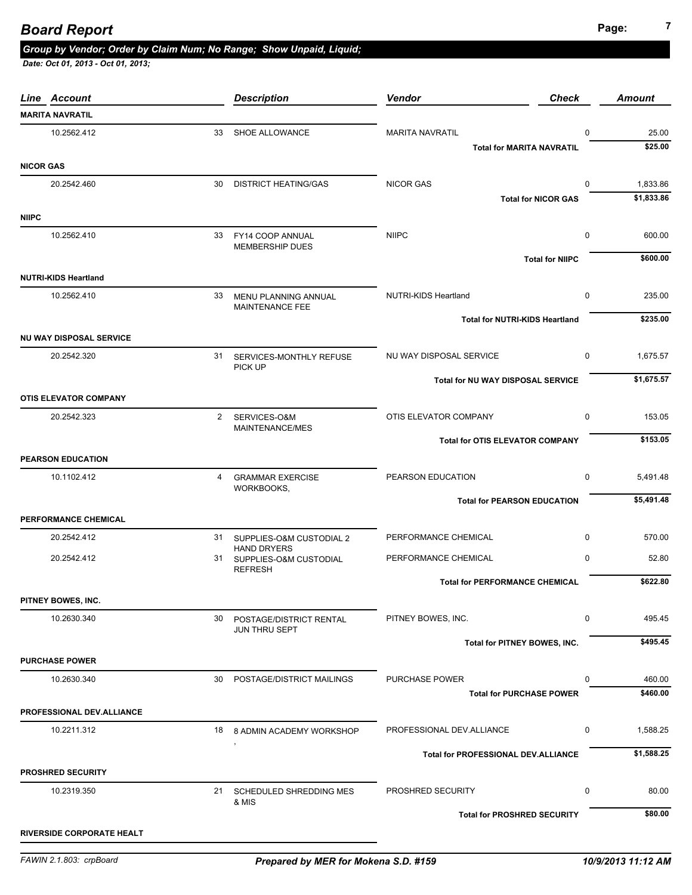# Board Report

***Group by Vendor; Order by Claim Num; No Range; Show Unpaid, Liquid;***

***Date: Oct 01, 2013 - Oct 01, 2013;***

| Line | Account | | Description | Vendor | Check | Amount |
|---|---|---|---|---|---|---|
| **MARITA NAVRATIL** | | | | | | |
| | 10.2562.412 | 33 | SHOE ALLOWANCE | MARITA NAVRATIL | 0 | 25.00 |
| | | | | **Total for MARITA NAVRATIL** | | **$25.00** |
| **NICOR GAS** | | | | | | |
| | 20.2542.460 | 30 | DISTRICT HEATING/GAS | NICOR GAS | 0 | 1,833.86 |
| | | | | **Total for NICOR GAS** | | **$1,833.86** |
| **NIIPC** | | | | | | |
| | 10.2562.410 | 33 | FY14 COOP ANNUAL MEMBERSHIP DUES | NIIPC | 0 | 600.00 |
| | | | | **Total for NIIPC** | | **$600.00** |
| **NUTRI-KIDS Heartland** | | | | | | |
| | 10.2562.410 | 33 | MENU PLANNING ANNUAL MAINTENANCE FEE | NUTRI-KIDS Heartland | 0 | 235.00 |
| | | | | **Total for NUTRI-KIDS Heartland** | | **$235.00** |
| **NU WAY DISPOSAL SERVICE** | | | | | | |
| | 20.2542.320 | 31 | SERVICES-MONTHLY REFUSE PICK UP | NU WAY DISPOSAL SERVICE | 0 | 1,675.57 |
| | | | | **Total for NU WAY DISPOSAL SERVICE** | | **$1,675.57** |
| **OTIS ELEVATOR COMPANY** | | | | | | |
| | 20.2542.323 | 2 | SERVICES-O&M MAINTENANCE/MES | OTIS ELEVATOR COMPANY | 0 | 153.05 |
| | | | | **Total for OTIS ELEVATOR COMPANY** | | **$153.05** |
| **PEARSON EDUCATION** | | | | | | |
| | 10.1102.412 | 4 | GRAMMAR EXERCISE WORKBOOKS, | PEARSON EDUCATION | 0 | 5,491.48 |
| | | | | **Total for PEARSON EDUCATION** | | **$5,491.48** |
| **PERFORMANCE CHEMICAL** | | | | | | |
| | 20.2542.412 | 31 | SUPPLIES-O&M CUSTODIAL 2 HAND DRYERS | PERFORMANCE CHEMICAL | 0 | 570.00 |
| | 20.2542.412 | 31 | SUPPLIES-O&M CUSTODIAL REFRESH | PERFORMANCE CHEMICAL | 0 | 52.80 |
| | | | | **Total for PERFORMANCE CHEMICAL** | | **$622.80** |
| **PITNEY BOWES, INC.** | | | | | | |
| | 10.2630.340 | 30 | POSTAGE/DISTRICT RENTAL JUN THRU SEPT | PITNEY BOWES, INC. | 0 | 495.45 |
| | | | | **Total for PITNEY BOWES, INC.** | | **$495.45** |
| **PURCHASE POWER** | | | | | | |
| | 10.2630.340 | 30 | POSTAGE/DISTRICT MAILINGS | PURCHASE POWER | 0 | 460.00 |
| | | | | **Total for PURCHASE POWER** | | **$460.00** |
| **PROFESSIONAL DEV.ALLIANCE** | | | | | | |
| | 10.2211.312 | 18 | 8 ADMIN ACADEMY WORKSHOP , | PROFESSIONAL DEV.ALLIANCE | 0 | 1,588.25 |
| | | | | **Total for PROFESSIONAL DEV.ALLIANCE** | | **$1,588.25** |
| **PROSHRED SECURITY** | | | | | | |
| | 10.2319.350 | 21 | SCHEDULED SHREDDING MES & MIS | PROSHRED SECURITY | 0 | 80.00 |
| | | | | **Total for PROSHRED SECURITY** | | **$80.00** |
| **RIVERSIDE CORPORATE HEALT** | | | | | | |

*FAWIN 2.1.803: crpBoard* | ***Prepared by MER for Mokena S.D. #159*** | ***10/9/2013 11:12 AM***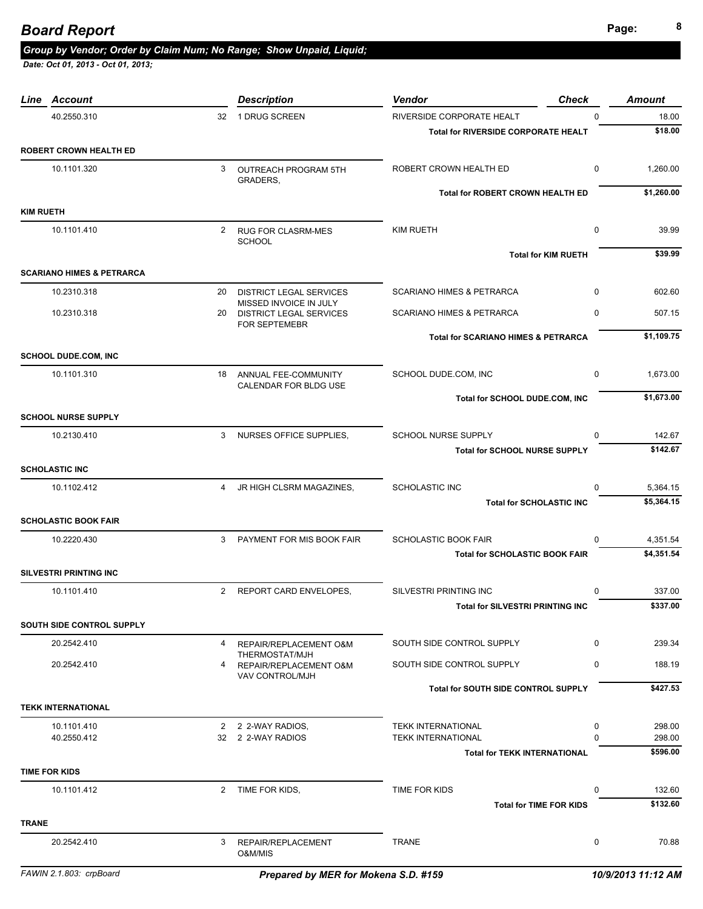# Board Report

***Group by Vendor; Order by Claim Num; No Range; Show Unpaid, Liquid;***

***Date: Oct 01, 2013 - Oct 01, 2013;***

| Line | Account | | Description | Vendor | Check | Amount |
|---|---|---|---|---|---|---|
| | 40.2550.310 | 32 | 1 DRUG SCREEN | RIVERSIDE CORPORATE HEALT | 0 | 18.00 |
| | | | | **Total for RIVERSIDE CORPORATE HEALT** | | **$18.00** |
| **ROBERT CROWN HEALTH ED** | | | | | | |
| | 10.1101.320 | 3 | OUTREACH PROGRAM 5TH GRADERS, | ROBERT CROWN HEALTH ED | 0 | 1,260.00 |
| | | | | **Total for ROBERT CROWN HEALTH ED** | | **$1,260.00** |
| **KIM RUETH** | | | | | | |
| | 10.1101.410 | 2 | RUG FOR CLASRM-MES SCHOOL | KIM RUETH | 0 | 39.99 |
| | | | | **Total for KIM RUETH** | | **$39.99** |
| **SCARIANO HIMES & PETRARCA** | | | | | | |
| | 10.2310.318 | 20 | DISTRICT LEGAL SERVICES MISSED INVOICE IN JULY | SCARIANO HIMES & PETRARCA | 0 | 602.60 |
| | 10.2310.318 | 20 | DISTRICT LEGAL SERVICES FOR SEPTEMEBR | SCARIANO HIMES & PETRARCA | 0 | 507.15 |
| | | | | **Total for SCARIANO HIMES & PETRARCA** | | **$1,109.75** |
| **SCHOOL DUDE.COM, INC** | | | | | | |
| | 10.1101.310 | 18 | ANNUAL FEE-COMMUNITY CALENDAR FOR BLDG USE | SCHOOL DUDE.COM, INC | 0 | 1,673.00 |
| | | | | **Total for SCHOOL DUDE.COM, INC** | | **$1,673.00** |
| **SCHOOL NURSE SUPPLY** | | | | | | |
| | 10.2130.410 | 3 | NURSES OFFICE SUPPLIES, | SCHOOL NURSE SUPPLY | 0 | 142.67 |
| | | | | **Total for SCHOOL NURSE SUPPLY** | | **$142.67** |
| **SCHOLASTIC INC** | | | | | | |
| | 10.1102.412 | 4 | JR HIGH CLSRM MAGAZINES, | SCHOLASTIC INC | 0 | 5,364.15 |
| | | | | **Total for SCHOLASTIC INC** | | **$5,364.15** |
| **SCHOLASTIC BOOK FAIR** | | | | | | |
| | 10.2220.430 | 3 | PAYMENT FOR MIS BOOK FAIR | SCHOLASTIC BOOK FAIR | 0 | 4,351.54 |
| | | | | **Total for SCHOLASTIC BOOK FAIR** | | **$4,351.54** |
| **SILVESTRI PRINTING INC** | | | | | | |
| | 10.1101.410 | 2 | REPORT CARD ENVELOPES, | SILVESTRI PRINTING INC | 0 | 337.00 |
| | | | | **Total for SILVESTRI PRINTING INC** | | **$337.00** |
| **SOUTH SIDE CONTROL SUPPLY** | | | | | | |
| | 20.2542.410 | 4 | REPAIR/REPLACEMENT O&M THERMOSTAT/MJH | SOUTH SIDE CONTROL SUPPLY | 0 | 239.34 |
| | 20.2542.410 | 4 | REPAIR/REPLACEMENT O&M VAV CONTROL/MJH | SOUTH SIDE CONTROL SUPPLY | 0 | 188.19 |
| | | | | **Total for SOUTH SIDE CONTROL SUPPLY** | | **$427.53** |
| **TEKK INTERNATIONAL** | | | | | | |
| | 10.1101.410 | 2 | 2 2-WAY RADIOS, | TEKK INTERNATIONAL | 0 | 298.00 |
| | 40.2550.412 | 32 | 2 2-WAY RADIOS | TEKK INTERNATIONAL | 0 | 298.00 |
| | | | | **Total for TEKK INTERNATIONAL** | | **$596.00** |
| **TIME FOR KIDS** | | | | | | |
| | 10.1101.412 | 2 | TIME FOR KIDS, | TIME FOR KIDS | 0 | 132.60 |
| | | | | **Total for TIME FOR KIDS** | | **$132.60** |
| **TRANE** | | | | | | |
| | 20.2542.410 | 3 | REPAIR/REPLACEMENT O&M/MIS | TRANE | 0 | 70.88 |

FAWIN 2.1.803: crpBoard | ***Prepared by MER for Mokena S.D. #159*** | ***10/9/2013 11:12 AM***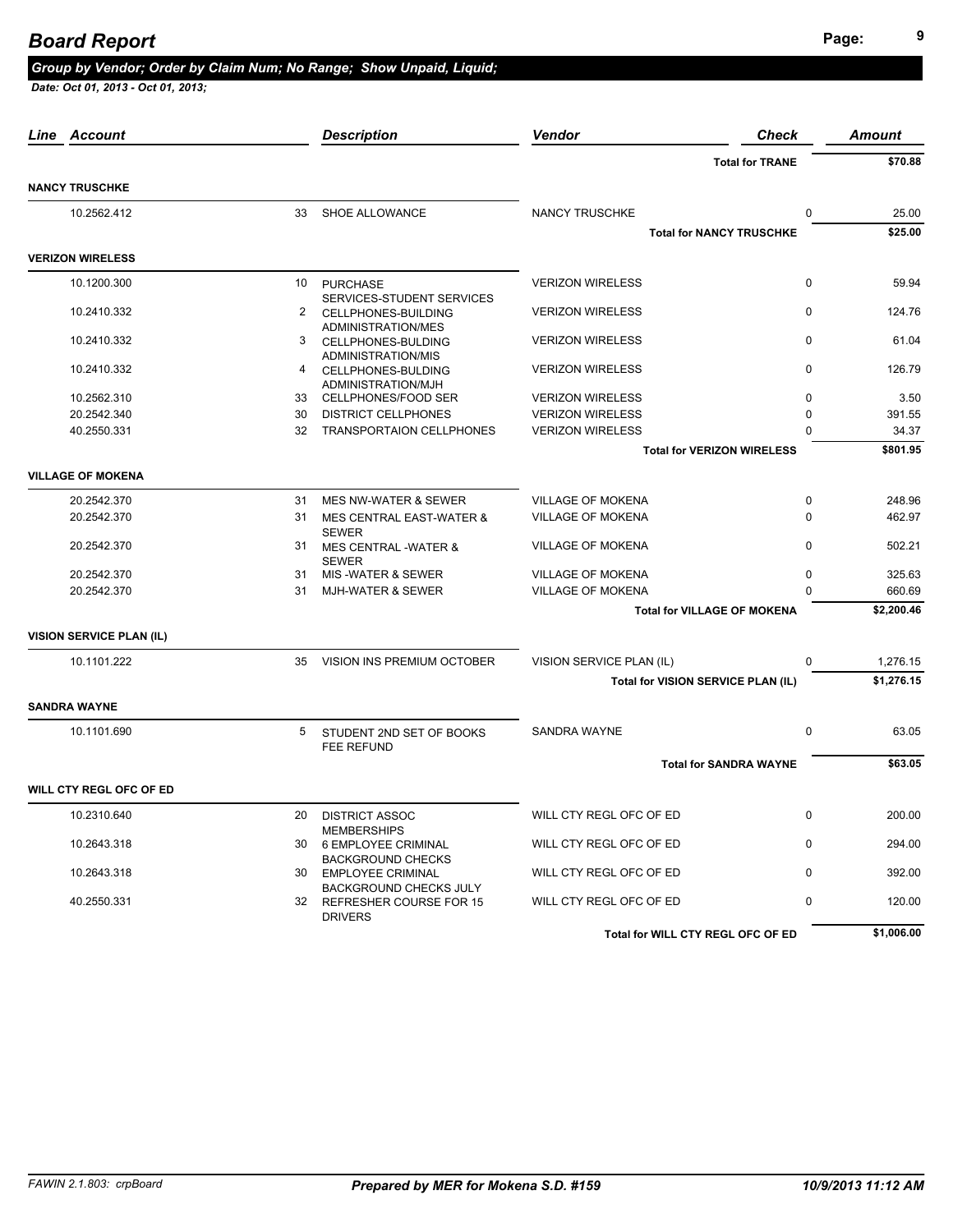# Board Report

***Group by Vendor; Order by Claim Num; No Range; Show Unpaid, Liquid;***

***Date: Oct 01, 2013 - Oct 01, 2013;***

| Line | Account | | Description | Vendor | Check | Amount |
|---|---|---|---|---|---|---|
| | | | | **Total for TRANE** | | **$70.88** |
| **NANCY TRUSCHKE** | | | | | | |
| | 10.2562.412 | 33 | SHOE ALLOWANCE | NANCY TRUSCHKE | 0 | 25.00 |
| | | | | **Total for NANCY TRUSCHKE** | | **$25.00** |
| **VERIZON WIRELESS** | | | | | | |
| | 10.1200.300 | 10 | PURCHASE SERVICES-STUDENT SERVICES | VERIZON WIRELESS | 0 | 59.94 |
| | 10.2410.332 | 2 | CELLPHONES-BUILDING ADMINISTRATION/MES | VERIZON WIRELESS | 0 | 124.76 |
| | 10.2410.332 | 3 | CELLPHONES-BULDING ADMINISTRATION/MIS | VERIZON WIRELESS | 0 | 61.04 |
| | 10.2410.332 | 4 | CELLPHONES-BULDING ADMINISTRATION/MJH | VERIZON WIRELESS | 0 | 126.79 |
| | 10.2562.310 | 33 | CELLPHONES/FOOD SER | VERIZON WIRELESS | 0 | 3.50 |
| | 20.2542.340 | 30 | DISTRICT CELLPHONES | VERIZON WIRELESS | 0 | 391.55 |
| | 40.2550.331 | 32 | TRANSPORTAION CELLPHONES | VERIZON WIRELESS | 0 | 34.37 |
| | | | | **Total for VERIZON WIRELESS** | | **$801.95** |
| **VILLAGE OF MOKENA** | | | | | | |
| | 20.2542.370 | 31 | MES NW-WATER & SEWER | VILLAGE OF MOKENA | 0 | 248.96 |
| | 20.2542.370 | 31 | MES CENTRAL EAST-WATER & SEWER | VILLAGE OF MOKENA | 0 | 462.97 |
| | 20.2542.370 | 31 | MES CENTRAL -WATER & SEWER | VILLAGE OF MOKENA | 0 | 502.21 |
| | 20.2542.370 | 31 | MIS -WATER & SEWER | VILLAGE OF MOKENA | 0 | 325.63 |
| | 20.2542.370 | 31 | MJH-WATER & SEWER | VILLAGE OF MOKENA | 0 | 660.69 |
| | | | | **Total for VILLAGE OF MOKENA** | | **$2,200.46** |
| **VISION SERVICE PLAN (IL)** | | | | | | |
| | 10.1101.222 | 35 | VISION INS PREMIUM OCTOBER | VISION SERVICE PLAN (IL) | 0 | 1,276.15 |
| | | | | **Total for VISION SERVICE PLAN (IL)** | | **$1,276.15** |
| **SANDRA WAYNE** | | | | | | |
| | 10.1101.690 | 5 | STUDENT 2ND SET OF BOOKS FEE REFUND | SANDRA WAYNE | 0 | 63.05 |
| | | | | **Total for SANDRA WAYNE** | | **$63.05** |
| **WILL CTY REGL OFC OF ED** | | | | | | |
| | 10.2310.640 | 20 | DISTRICT ASSOC MEMBERSHIPS | WILL CTY REGL OFC OF ED | 0 | 200.00 |
| | 10.2643.318 | 30 | 6 EMPLOYEE CRIMINAL BACKGROUND CHECKS | WILL CTY REGL OFC OF ED | 0 | 294.00 |
| | 10.2643.318 | 30 | EMPLOYEE CRIMINAL BACKGROUND CHECKS JULY | WILL CTY REGL OFC OF ED | 0 | 392.00 |
| | 40.2550.331 | 32 | REFRESHER COURSE FOR 15 DRIVERS | WILL CTY REGL OFC OF ED | 0 | 120.00 |
| | | | | **Total for WILL CTY REGL OFC OF ED** | | **$1,006.00** |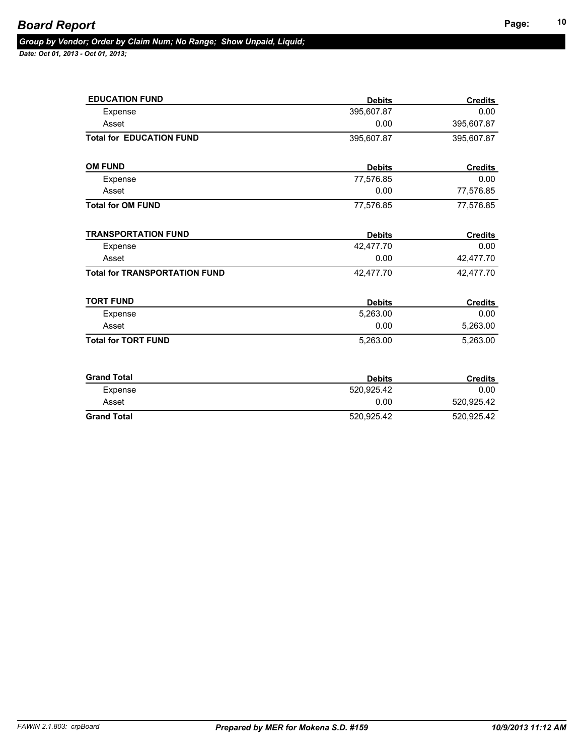| EDUCATION FUND | Debits | Credits |
| --- | --- | --- |
| Expense | 395,607.87 | 0.00 |
| Asset | 0.00 | 395,607.87 |
| **Total for EDUCATION FUND** | 395,607.87 | 395,607.87 |

| OM FUND | Debits | Credits |
| --- | --- | --- |
| Expense | 77,576.85 | 0.00 |
| Asset | 0.00 | 77,576.85 |
| **Total for OM FUND** | 77,576.85 | 77,576.85 |

| TRANSPORTATION FUND | Debits | Credits |
| --- | --- | --- |
| Expense | 42,477.70 | 0.00 |
| Asset | 0.00 | 42,477.70 |
| **Total for TRANSPORTATION FUND** | 42,477.70 | 42,477.70 |

| TORT FUND | Debits | Credits |
| --- | --- | --- |
| Expense | 5,263.00 | 0.00 |
| Asset | 0.00 | 5,263.00 |
| **Total for TORT FUND** | 5,263.00 | 5,263.00 |

| Grand Total | Debits | Credits |
| --- | --- | --- |
| Expense | 520,925.42 | 0.00 |
| Asset | 0.00 | 520,925.42 |
| **Grand Total** | 520,925.42 | 520,925.42 |